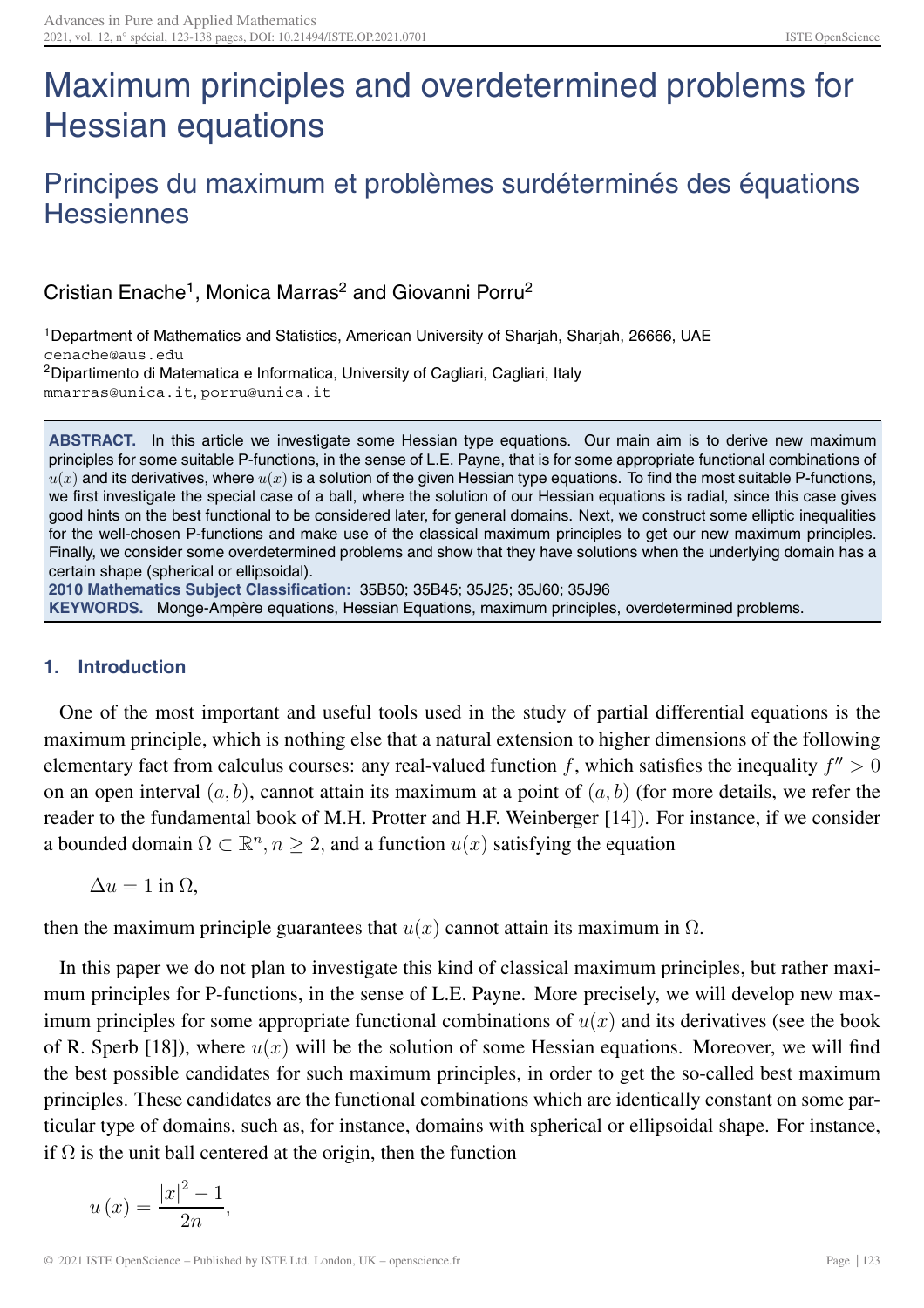# Maximum principles and overdetermined problems for Hessian equations

## Principes du maximum et problèmes surdéterminés des équations Hessiennes

Cristian Enache[1], Monica Marras[2] and Giovanni Porru[2]

[1]Department of Mathematics and Statistics, American University of Sharjah, Sharjah, 26666, UAE
cenache@aus.edu
[2]Dipartimento di Matematica e Informatica, University of Cagliari, Cagliari, Italy
mmarras@unica.it, porru@unica.it

**ABSTRACT.** In this article we investigate some Hessian type equations. Our main aim is to derive new maximum principles for some suitable P-functions, in the sense of L.E. Payne, that is for some appropriate functional combinations of $u(x)$ and its derivatives, where $u(x)$ is a solution of the given Hessian type equations. To find the most suitable P-functions, we first investigate the special case of a ball, where the solution of our Hessian equations is radial, since this case gives good hints on the best functional to be considered later, for general domains. Next, we construct some elliptic inequalities for the well-chosen P-functions and make use of the classical maximum principles to get our new maximum principles. Finally, we consider some overdetermined problems and show that they have solutions when the underlying domain has a certain shape (spherical or ellipsoidal).

**2010 Mathematics Subject Classification:** 35B50; 35B45; 35J25; 35J60; 35J96

**KEYWORDS.** Monge-Ampère equations, Hessian Equations, maximum principles, overdetermined problems.

### 1. Introduction

One of the most important and useful tools used in the study of partial differential equations is the maximum principle, which is nothing else that a natural extension to higher dimensions of the following elementary fact from calculus courses: any real-valued function $f$, which satisfies the inequality $f'' > 0$ on an open interval $(a, b)$, cannot attain its maximum at a point of $(a, b)$ (for more details, we refer the reader to the fundamental book of M.H. Protter and H.F. Weinberger [14]). For instance, if we consider a bounded domain $\Omega \subset \mathbb{R}^n, n \geq 2,$ and a function $u(x)$ satisfying the equation

$$\Delta u = 1 \text{ in } \Omega,$$

then the maximum principle guarantees that $u(x)$ cannot attain its maximum in $\Omega$.

In this paper we do not plan to investigate this kind of classical maximum principles, but rather maximum principles for P-functions, in the sense of L.E. Payne. More precisely, we will develop new maximum principles for some appropriate functional combinations of $u(x)$ and its derivatives (see the book of R. Sperb [18]), where $u(x)$ will be the solution of some Hessian equations. Moreover, we will find the best possible candidates for such maximum principles, in order to get the so-called best maximum principles. These candidates are the functional combinations which are identically constant on some particular type of domains, such as, for instance, domains with spherical or ellipsoidal shape. For instance, if $\Omega$ is the unit ball centered at the origin, then the function

$$u(x) = \frac{|x|^2 - 1}{2n},$$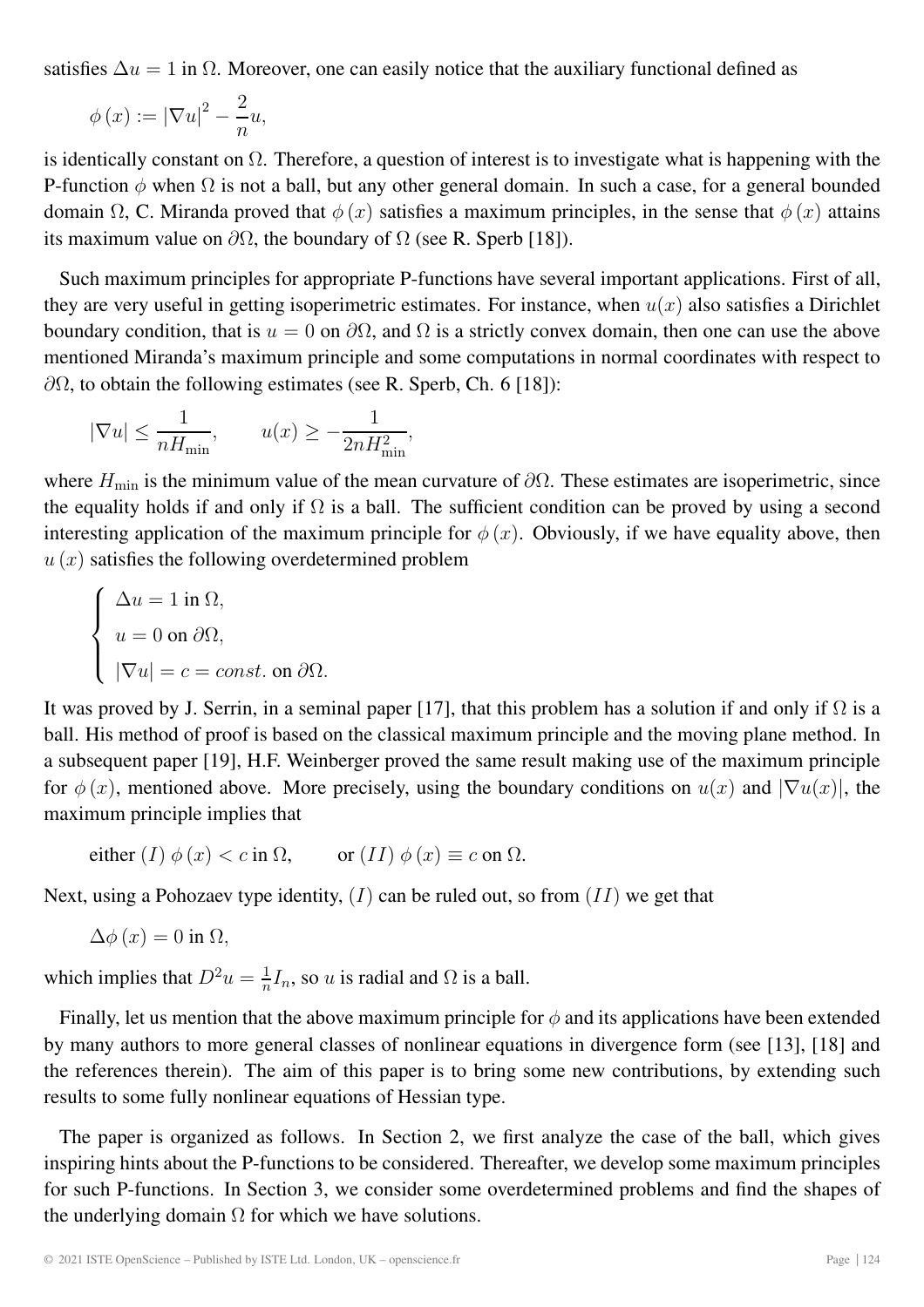satisfies $\Delta u = 1$ in $\Omega$. Moreover, one can easily notice that the auxiliary functional defined as

$$\phi(x) := |\nabla u|^2 - \frac{2}{n} u,$$

is identically constant on $\Omega$. Therefore, a question of interest is to investigate what is happening with the P-function $\phi$ when $\Omega$ is not a ball, but any other general domain. In such a case, for a general bounded domain $\Omega$, C. Miranda proved that $\phi(x)$ satisfies a maximum principles, in the sense that $\phi(x)$ attains its maximum value on $\partial\Omega$, the boundary of $\Omega$ (see R. Sperb [18]).

Such maximum principles for appropriate P-functions have several important applications. First of all, they are very useful in getting isoperimetric estimates. For instance, when $u(x)$ also satisfies a Dirichlet boundary condition, that is $u = 0$ on $\partial\Omega$, and $\Omega$ is a strictly convex domain, then one can use the above mentioned Miranda's maximum principle and some computations in normal coordinates with respect to $\partial\Omega$, to obtain the following estimates (see R. Sperb, Ch. 6 [18]):

$$|\nabla u| \leq \frac{1}{nH_{\min}}, \qquad u(x) \geq -\frac{1}{2nH_{\min}^2},$$

where $H_{\min}$ is the minimum value of the mean curvature of $\partial\Omega$. These estimates are isoperimetric, since the equality holds if and only if $\Omega$ is a ball. The sufficient condition can be proved by using a second interesting application of the maximum principle for $\phi(x)$. Obviously, if we have equality above, then $u(x)$ satisfies the following overdetermined problem

$$\begin{cases} \Delta u = 1 \text{ in } \Omega, \\ u = 0 \text{ on } \partial\Omega, \\ |\nabla u| = c = const. \text{ on } \partial\Omega. \end{cases}$$

It was proved by J. Serrin, in a seminal paper [17], that this problem has a solution if and only if $\Omega$ is a ball. His method of proof is based on the classical maximum principle and the moving plane method. In a subsequent paper [19], H.F. Weinberger proved the same result making use of the maximum principle for $\phi(x)$, mentioned above. More precisely, using the boundary conditions on $u(x)$ and $|\nabla u(x)|$, the maximum principle implies that

$$\text{either } (I)\ \phi(x) < c \text{ in } \Omega, \qquad \text{or } (II)\ \phi(x) \equiv c \text{ on } \Omega.$$

Next, using a Pohozaev type identity, $(I)$ can be ruled out, so from $(II)$ we get that

$$\Delta\phi(x) = 0 \text{ in } \Omega,$$

which implies that $D^2 u = \frac{1}{n} I_n$, so $u$ is radial and $\Omega$ is a ball.

Finally, let us mention that the above maximum principle for $\phi$ and its applications have been extended by many authors to more general classes of nonlinear equations in divergence form (see [13], [18] and the references therein). The aim of this paper is to bring some new contributions, by extending such results to some fully nonlinear equations of Hessian type.

The paper is organized as follows. In Section 2, we first analyze the case of the ball, which gives inspiring hints about the P-functions to be considered. Thereafter, we develop some maximum principles for such P-functions. In Section 3, we consider some overdetermined problems and find the shapes of the underlying domain $\Omega$ for which we have solutions.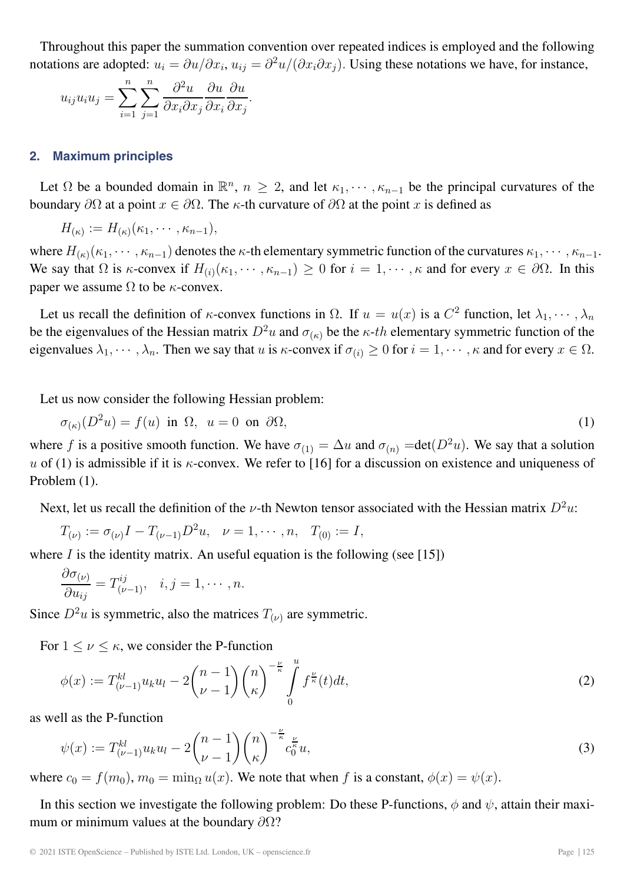Throughout this paper the summation convention over repeated indices is employed and the following notations are adopted: $u_i = \partial u/\partial x_i$, $u_{ij} = \partial^2 u/(\partial x_i \partial x_j)$. Using these notations we have, for instance,

$$u_{ij}u_iu_j = \sum_{i=1}^{n}\sum_{j=1}^{n} \frac{\partial^2 u}{\partial x_i \partial x_j}\frac{\partial u}{\partial x_i}\frac{\partial u}{\partial x_j}.$$

## 2. Maximum principles

Let $\Omega$ be a bounded domain in $\mathbb{R}^n$, $n \geq 2$, and let $\kappa_1, \cdots, \kappa_{n-1}$ be the principal curvatures of the boundary $\partial\Omega$ at a point $x \in \partial\Omega$. The $\kappa$-th curvature of $\partial\Omega$ at the point $x$ is defined as

$$H_{(\kappa)} := H_{(\kappa)}(\kappa_1, \cdots, \kappa_{n-1}),$$

where $H_{(\kappa)}(\kappa_1, \cdots, \kappa_{n-1})$ denotes the $\kappa$-th elementary symmetric function of the curvatures $\kappa_1, \cdots, \kappa_{n-1}$. We say that $\Omega$ is $\kappa$-convex if $H_{(i)}(\kappa_1, \cdots, \kappa_{n-1}) \geq 0$ for $i = 1, \cdots, \kappa$ and for every $x \in \partial\Omega$. In this paper we assume $\Omega$ to be $\kappa$-convex.

Let us recall the definition of $\kappa$-convex functions in $\Omega$. If $u = u(x)$ is a $C^2$ function, let $\lambda_1, \cdots, \lambda_n$ be the eigenvalues of the Hessian matrix $D^2u$ and $\sigma_{(\kappa)}$ be the $\kappa$-*th* elementary symmetric function of the eigenvalues $\lambda_1, \cdots, \lambda_n$. Then we say that $u$ is $\kappa$-convex if $\sigma_{(i)} \geq 0$ for $i = 1, \cdots, \kappa$ and for every $x \in \Omega$.

Let us now consider the following Hessian problem:

$$\sigma_{(\kappa)}(D^2u) = f(u) \;\text{ in }\; \Omega, \;\; u = 0 \;\text{ on }\; \partial\Omega, \tag{1}$$

where $f$ is a positive smooth function. We have $\sigma_{(1)} = \Delta u$ and $\sigma_{(n)} = \det(D^2u)$. We say that a solution $u$ of (1) is admissible if it is $\kappa$-convex. We refer to [16] for a discussion on existence and uniqueness of Problem (1).

Next, let us recall the definition of the $\nu$-th Newton tensor associated with the Hessian matrix $D^2u$:

$$T_{(\nu)} := \sigma_{(\nu)}I - T_{(\nu-1)}D^2u, \quad \nu = 1, \cdots, n, \quad T_{(0)} := I,$$

where $I$ is the identity matrix. An useful equation is the following (see [15])

$$\frac{\partial \sigma_{(\nu)}}{\partial u_{ij}} = T^{ij}_{(\nu-1)}, \quad i, j = 1, \cdots, n.$$

Since $D^2u$ is symmetric, also the matrices $T_{(\nu)}$ are symmetric.

For $1 \leq \nu \leq \kappa$, we consider the P-function

$$\phi(x) := T^{kl}_{(\nu-1)}u_ku_l - 2\binom{n-1}{\nu-1}\binom{n}{\kappa}^{-\frac{\nu}{\kappa}} \int_0^u f^{\frac{\nu}{\kappa}}(t)dt, \tag{2}$$

as well as the P-function

$$\psi(x) := T^{kl}_{(\nu-1)}u_ku_l - 2\binom{n-1}{\nu-1}\binom{n}{\kappa}^{-\frac{\nu}{\kappa}} c_0^{\frac{\nu}{\kappa}}u, \tag{3}$$

where $c_0 = f(m_0)$, $m_0 = \min_\Omega u(x)$. We note that when $f$ is a constant, $\phi(x) = \psi(x)$.

In this section we investigate the following problem: Do these P-functions, $\phi$ and $\psi$, attain their maximum or minimum values at the boundary $\partial\Omega$?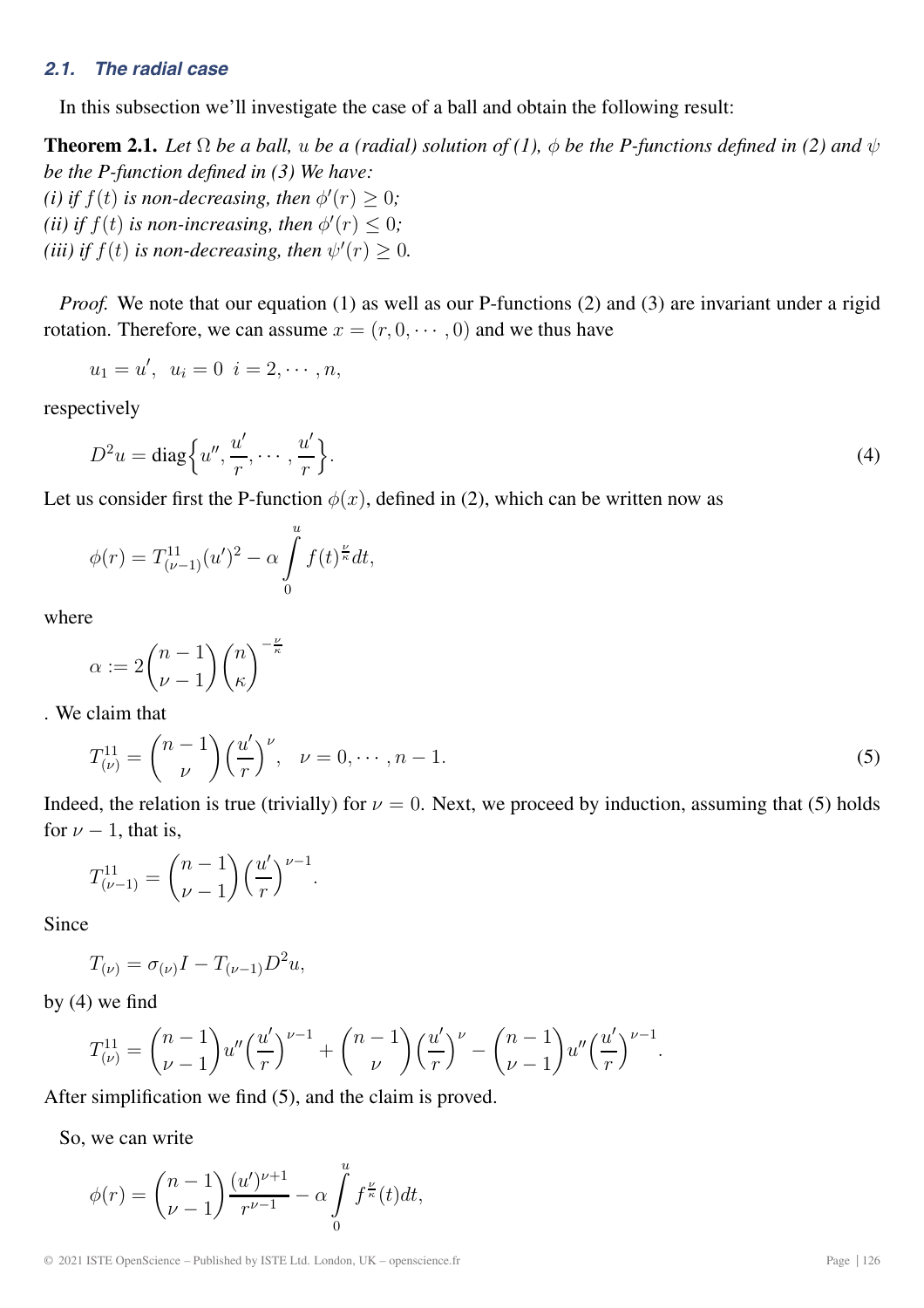### 2.1. The radial case

In this subsection we'll investigate the case of a ball and obtain the following result:

**Theorem 2.1.** *Let $\Omega$ be a ball, $u$ be a (radial) solution of (1), $\phi$ be the P-functions defined in (2) and $\psi$ be the P-function defined in (3) We have:*
*(i) if $f(t)$ is non-decreasing, then $\phi'(r) \geq 0$;*
*(ii) if $f(t)$ is non-increasing, then $\phi'(r) \leq 0$;*
*(iii) if $f(t)$ is non-decreasing, then $\psi'(r) \geq 0$.*

*Proof.* We note that our equation (1) as well as our P-functions (2) and (3) are invariant under a rigid rotation. Therefore, we can assume $x = (r, 0, \cdots, 0)$ and we thus have

$$u_1 = u', \ \ u_i = 0 \ \ i = 2, \cdots, n,$$

respectively

$$D^2 u = \operatorname{diag}\Big\{ u'', \frac{u'}{r}, \cdots, \frac{u'}{r} \Big\}. \tag{4}$$

Let us consider first the P-function $\phi(x)$, defined in (2), which can be written now as

$$\phi(r) = T^{11}_{(\nu-1)}(u')^2 - \alpha \int_0^u f(t)^{\frac{\nu}{\kappa}} dt,$$

where

$$\alpha := 2\binom{n-1}{\nu-1}\binom{n}{\kappa}^{-\frac{\nu}{\kappa}}$$

. We claim that

$$T^{11}_{(\nu)} = \binom{n-1}{\nu}\Big(\frac{u'}{r}\Big)^{\nu}, \quad \nu = 0, \cdots, n-1. \tag{5}$$

Indeed, the relation is true (trivially) for $\nu = 0$. Next, we proceed by induction, assuming that (5) holds for $\nu - 1$, that is,

$$T^{11}_{(\nu-1)} = \binom{n-1}{\nu-1}\Big(\frac{u'}{r}\Big)^{\nu-1}.$$

Since

$$T_{(\nu)} = \sigma_{(\nu)} I - T_{(\nu-1)} D^2 u,$$

by (4) we find

$$T^{11}_{(\nu)} = \binom{n-1}{\nu-1} u'' \Big(\frac{u'}{r}\Big)^{\nu-1} + \binom{n-1}{\nu}\Big(\frac{u'}{r}\Big)^{\nu} - \binom{n-1}{\nu-1} u'' \Big(\frac{u'}{r}\Big)^{\nu-1}.$$

After simplification we find (5), and the claim is proved.

So, we can write

$$\phi(r) = \binom{n-1}{\nu-1}\frac{(u')^{\nu+1}}{r^{\nu-1}} - \alpha \int_0^u f^{\frac{\nu}{\kappa}}(t) dt,$$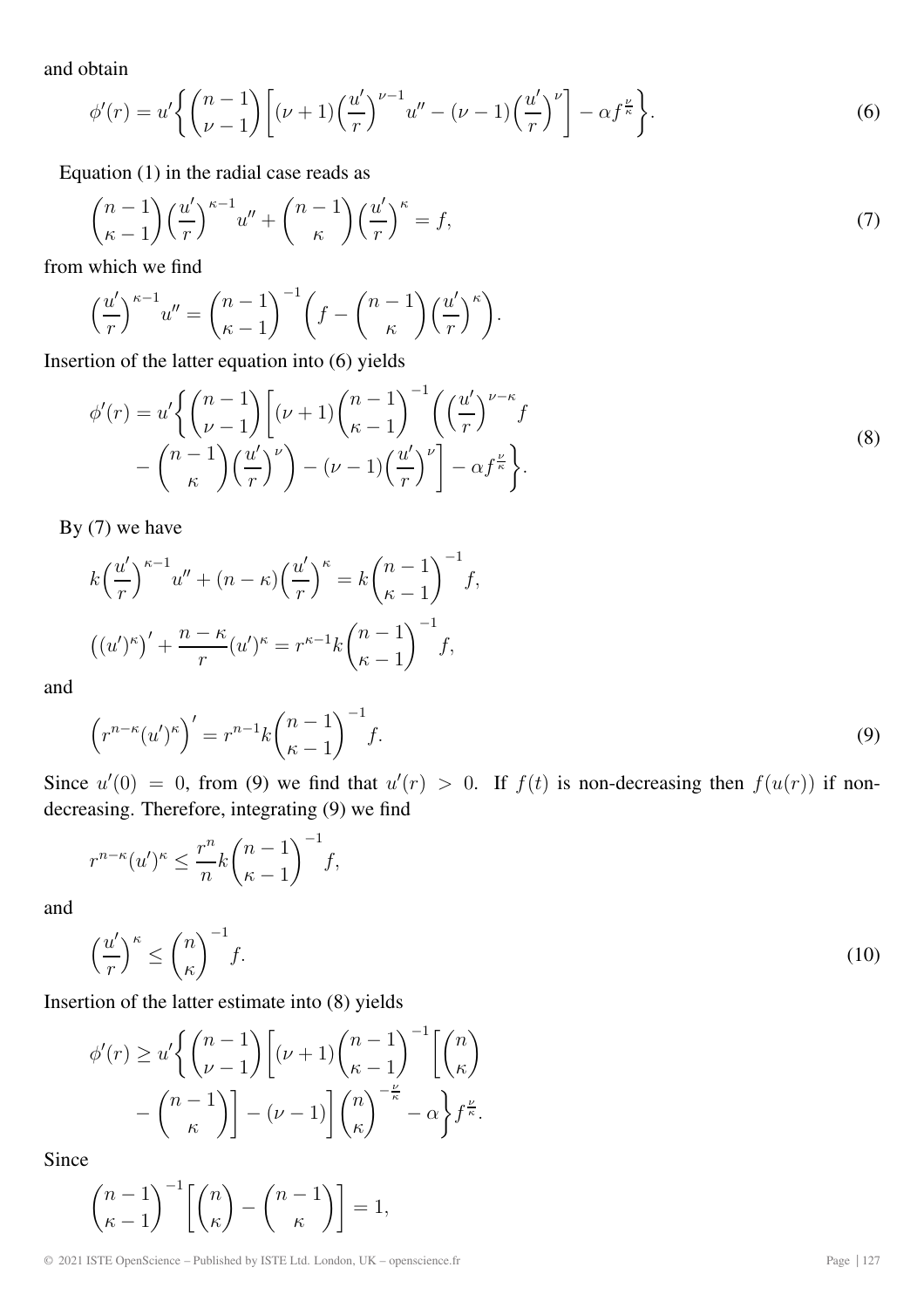and obtain

$$\phi'(r) = u'\left\{ \binom{n-1}{\nu-1}\left[ (\nu+1)\Big(\frac{u'}{r}\Big)^{\nu-1} u'' - (\nu-1)\Big(\frac{u'}{r}\Big)^{\nu} \right] - \alpha f^{\frac{\nu}{\kappa}} \right\}. \tag{6}$$

Equation (1) in the radial case reads as

$$\binom{n-1}{\kappa-1}\Big(\frac{u'}{r}\Big)^{\kappa-1} u'' + \binom{n-1}{\kappa}\Big(\frac{u'}{r}\Big)^{\kappa} = f, \tag{7}$$

from which we find

$$\Big(\frac{u'}{r}\Big)^{\kappa-1} u'' = \binom{n-1}{\kappa-1}^{-1}\left( f - \binom{n-1}{\kappa}\Big(\frac{u'}{r}\Big)^{\kappa}\right).$$

Insertion of the latter equation into (6) yields

$$\begin{aligned}\phi'(r) = u'\bigg\{ \binom{n-1}{\nu-1}\bigg[ (\nu+1)\binom{n-1}{\kappa-1}^{-1}\bigg( \Big(\frac{u'}{r}\Big)^{\nu-\kappa} f \\ - \binom{n-1}{\kappa}\Big(\frac{u'}{r}\Big)^{\nu}\bigg) - (\nu-1)\Big(\frac{u'}{r}\Big)^{\nu}\bigg] - \alpha f^{\frac{\nu}{\kappa}} \bigg\}.\end{aligned} \tag{8}$$

By (7) we have

$$k\Big(\frac{u'}{r}\Big)^{\kappa-1} u'' + (n-\kappa)\Big(\frac{u'}{r}\Big)^{\kappa} = k\binom{n-1}{\kappa-1}^{-1} f,$$

$$\big((u')^{\kappa}\big)' + \frac{n-\kappa}{r}(u')^{\kappa} = r^{\kappa-1}k\binom{n-1}{\kappa-1}^{-1} f,$$

and

$$\Big(r^{n-\kappa}(u')^{\kappa}\Big)' = r^{n-1}k\binom{n-1}{\kappa-1}^{-1} f. \tag{9}$$

Since $u'(0) = 0$, from (9) we find that $u'(r) > 0$. If $f(t)$ is non-decreasing then $f(u(r))$ if non-decreasing. Therefore, integrating (9) we find

$$r^{n-\kappa}(u')^{\kappa} \le \frac{r^n}{n}k\binom{n-1}{\kappa-1}^{-1} f,$$

and

$$\Big(\frac{u'}{r}\Big)^{\kappa} \le \binom{n}{\kappa}^{-1} f. \tag{10}$$

Insertion of the latter estimate into (8) yields

$$\begin{aligned}\phi'(r) \ge u'\bigg\{ \binom{n-1}{\nu-1}\bigg[ (\nu+1)\binom{n-1}{\kappa-1}^{-1}\bigg[\binom{n}{\kappa} \\ - \binom{n-1}{\kappa}\bigg] - (\nu-1)\bigg]\binom{n}{\kappa}^{-\frac{\nu}{\kappa}} - \alpha \bigg\} f^{\frac{\nu}{\kappa}}.\end{aligned}$$

Since

$$\binom{n-1}{\kappa-1}^{-1}\left[\binom{n}{\kappa} - \binom{n-1}{\kappa}\right] = 1,$$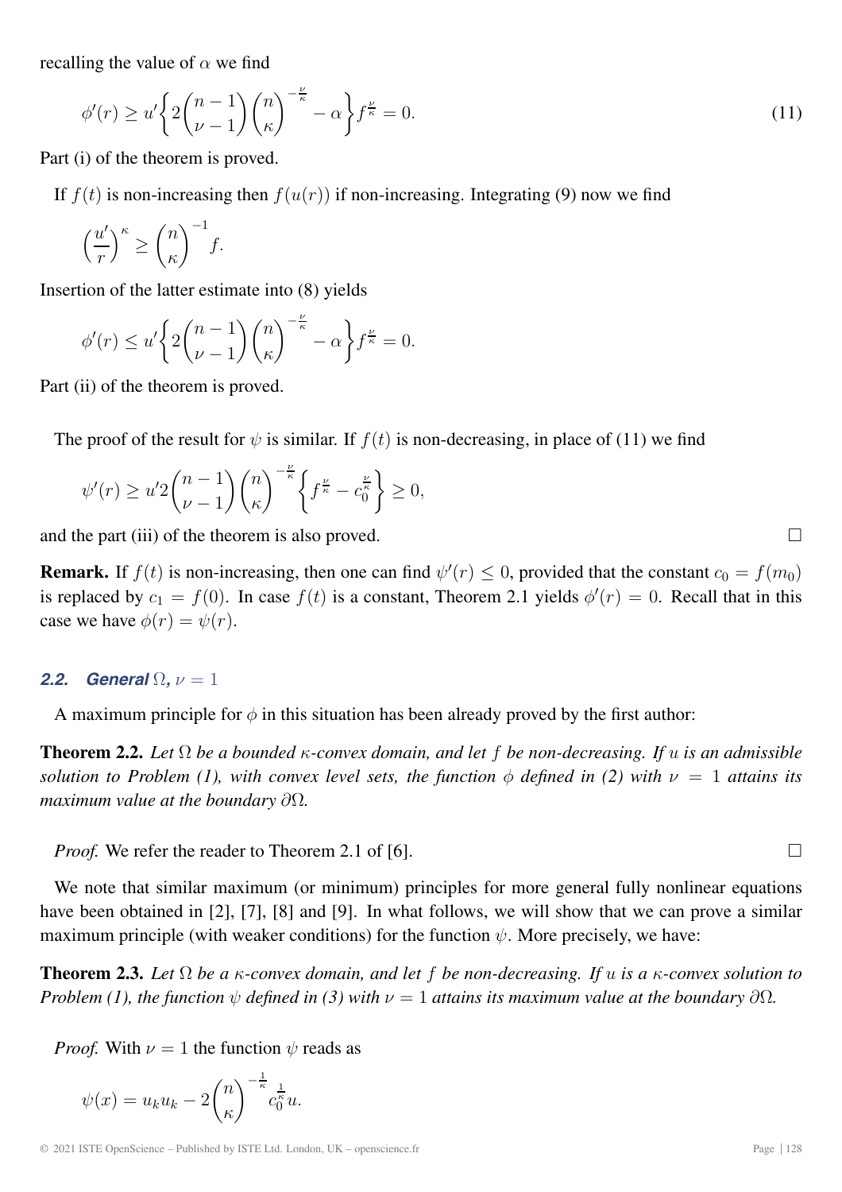recalling the value of $\alpha$ we find

$$\phi'(r) \geq u' \left\{ 2\binom{n-1}{\nu-1}\binom{n}{\kappa}^{-\frac{\nu}{\kappa}} - \alpha \right\} f^{\frac{\nu}{\kappa}} = 0. \tag{11}$$

Part (i) of the theorem is proved.

If $f(t)$ is non-increasing then $f(u(r))$ if non-increasing. Integrating (9) now we find

$$\left(\frac{u'}{r}\right)^{\kappa} \geq \binom{n}{\kappa}^{-1} f.$$

Insertion of the latter estimate into (8) yields

$$\phi'(r) \leq u' \left\{ 2\binom{n-1}{\nu-1}\binom{n}{\kappa}^{-\frac{\nu}{\kappa}} - \alpha \right\} f^{\frac{\nu}{\kappa}} = 0.$$

Part (ii) of the theorem is proved.

The proof of the result for $\psi$ is similar. If $f(t)$ is non-decreasing, in place of (11) we find

$$\psi'(r) \geq u' 2\binom{n-1}{\nu-1}\binom{n}{\kappa}^{-\frac{\nu}{\kappa}} \left\{ f^{\frac{\nu}{\kappa}} - c_0^{\frac{\nu}{\kappa}} \right\} \geq 0,$$

and the part (iii) of the theorem is also proved. □

**Remark.** If $f(t)$ is non-increasing, then one can find $\psi'(r) \leq 0$, provided that the constant $c_0 = f(m_0)$ is replaced by $c_1 = f(0)$. In case $f(t)$ is a constant, Theorem 2.1 yields $\phi'(r) = 0$. Recall that in this case we have $\phi(r) = \psi(r)$.

### 2.2. General $\Omega$, $\nu = 1$

A maximum principle for $\phi$ in this situation has been already proved by the first author:

**Theorem 2.2.** *Let $\Omega$ be a bounded $\kappa$-convex domain, and let $f$ be non-decreasing. If $u$ is an admissible solution to Problem (1), with convex level sets, the function $\phi$ defined in (2) with $\nu = 1$ attains its maximum value at the boundary $\partial\Omega$.*

*Proof.* We refer the reader to Theorem 2.1 of [6]. □

We note that similar maximum (or minimum) principles for more general fully nonlinear equations have been obtained in [2], [7], [8] and [9]. In what follows, we will show that we can prove a similar maximum principle (with weaker conditions) for the function $\psi$. More precisely, we have:

**Theorem 2.3.** *Let $\Omega$ be a $\kappa$-convex domain, and let $f$ be non-decreasing. If $u$ is a $\kappa$-convex solution to Problem (1), the function $\psi$ defined in (3) with $\nu = 1$ attains its maximum value at the boundary $\partial\Omega$.*

*Proof.* With $\nu = 1$ the function $\psi$ reads as

$$\psi(x) = u_k u_k - 2\binom{n}{\kappa}^{-\frac{1}{\kappa}} c_0^{\frac{1}{\kappa}} u.$$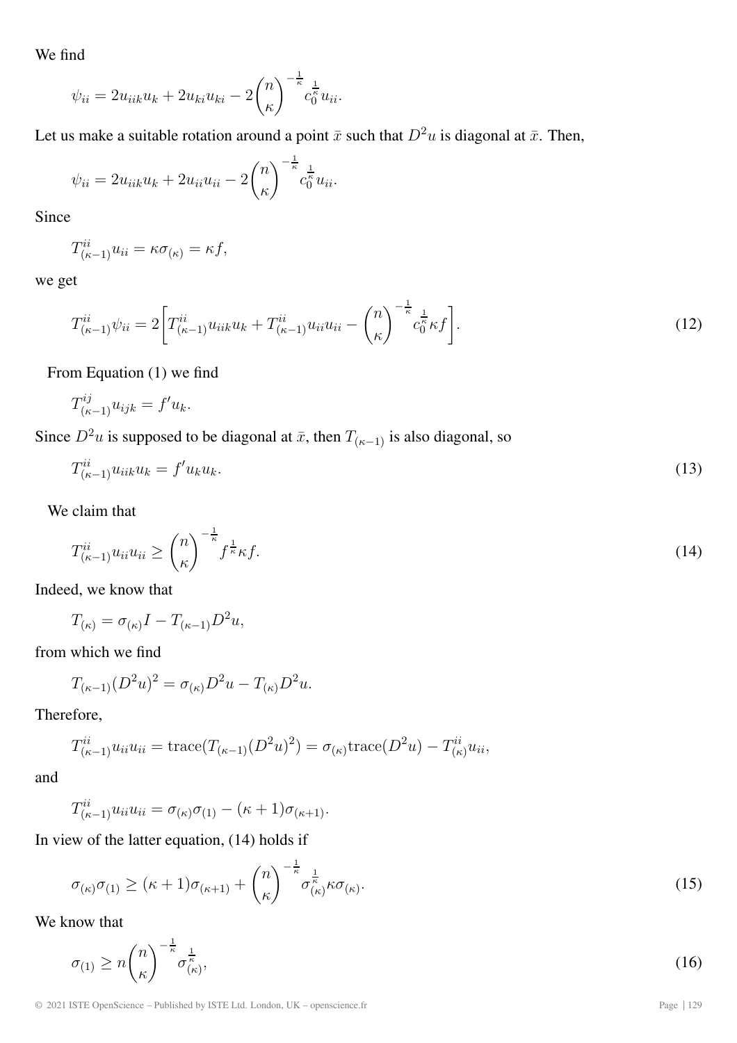We find

$$\psi_{ii} = 2u_{iik}u_k + 2u_{ki}u_{ki} - 2\binom{n}{\kappa}^{-\frac{1}{\kappa}} c_0^{\frac{1}{\kappa}} u_{ii}.$$

Let us make a suitable rotation around a point $\bar{x}$ such that $D^2u$ is diagonal at $\bar{x}$. Then,

$$\psi_{ii} = 2u_{iik}u_k + 2u_{ii}u_{ii} - 2\binom{n}{\kappa}^{-\frac{1}{\kappa}} c_0^{\frac{1}{\kappa}} u_{ii}.$$

Since

$$T^{ii}_{(\kappa-1)} u_{ii} = \kappa \sigma_{(\kappa)} = \kappa f,$$

we get

$$T^{ii}_{(\kappa-1)} \psi_{ii} = 2\left[ T^{ii}_{(\kappa-1)} u_{iik}u_k + T^{ii}_{(\kappa-1)} u_{ii}u_{ii} - \binom{n}{\kappa}^{-\frac{1}{\kappa}} c_0^{\frac{1}{\kappa}} \kappa f \right]. \tag{12}$$

From Equation (1) we find

$$T^{ij}_{(\kappa-1)} u_{ijk} = f' u_k.$$

Since $D^2u$ is supposed to be diagonal at $\bar{x}$, then $T_{(\kappa-1)}$ is also diagonal, so

$$T^{ii}_{(\kappa-1)} u_{iik} u_k = f' u_k u_k. \tag{13}$$

We claim that

$$T^{ii}_{(\kappa-1)} u_{ii} u_{ii} \geq \binom{n}{\kappa}^{-\frac{1}{\kappa}} f^{\frac{1}{\kappa}} \kappa f. \tag{14}$$

Indeed, we know that

$$T_{(\kappa)} = \sigma_{(\kappa)} I - T_{(\kappa-1)} D^2u,$$

from which we find

$$T_{(\kappa-1)} (D^2u)^2 = \sigma_{(\kappa)} D^2u - T_{(\kappa)} D^2u.$$

Therefore,

$$T^{ii}_{(\kappa-1)} u_{ii} u_{ii} = \mathrm{trace}(T_{(\kappa-1)} (D^2u)^2) = \sigma_{(\kappa)} \mathrm{trace}(D^2u) - T^{ii}_{(\kappa)} u_{ii},$$

and

$$T^{ii}_{(\kappa-1)} u_{ii} u_{ii} = \sigma_{(\kappa)} \sigma_{(1)} - (\kappa+1) \sigma_{(\kappa+1)}.$$

In view of the latter equation, (14) holds if

$$\sigma_{(\kappa)} \sigma_{(1)} \geq (\kappa+1) \sigma_{(\kappa+1)} + \binom{n}{\kappa}^{-\frac{1}{\kappa}} \sigma_{(\kappa)}^{\frac{1}{\kappa}} \kappa \sigma_{(\kappa)}. \tag{15}$$

We know that

$$\sigma_{(1)} \geq n \binom{n}{\kappa}^{-\frac{1}{\kappa}} \sigma_{(\kappa)}^{\frac{1}{\kappa}}, \tag{16}$$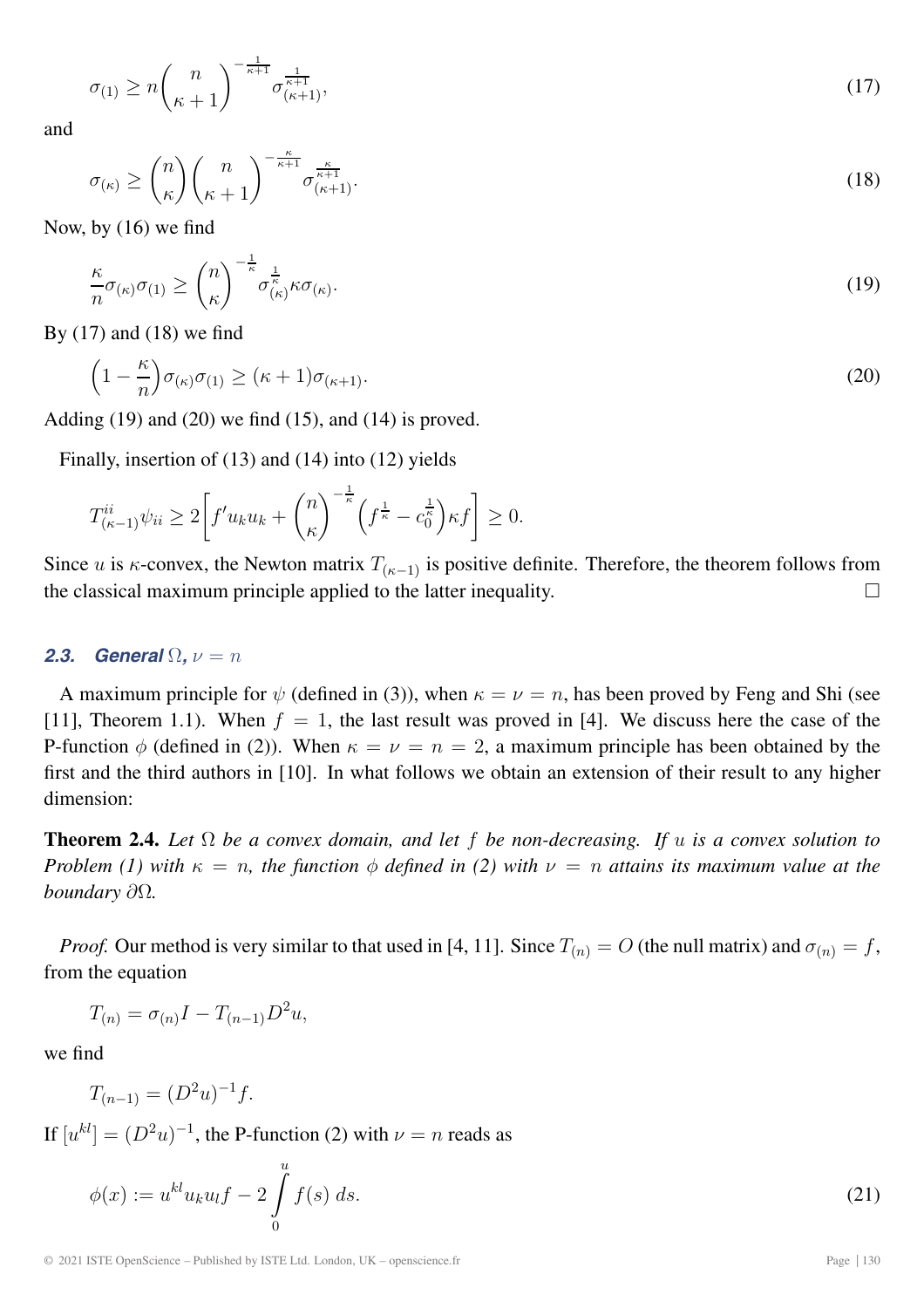$$\sigma_{(1)} \geq n \binom{n}{\kappa+1}^{-\frac{1}{\kappa+1}} \sigma_{(\kappa+1)}^{\frac{1}{\kappa+1}}, \tag{17}$$

and

$$\sigma_{(\kappa)} \geq \binom{n}{\kappa} \binom{n}{\kappa+1}^{-\frac{\kappa}{\kappa+1}} \sigma_{(\kappa+1)}^{\frac{\kappa}{\kappa+1}}. \tag{18}$$

Now, by (16) we find

$$\frac{\kappa}{n} \sigma_{(\kappa)} \sigma_{(1)} \geq \binom{n}{\kappa}^{-\frac{1}{\kappa}} \sigma_{(\kappa)}^{\frac{1}{\kappa}} \kappa \sigma_{(\kappa)}. \tag{19}$$

By (17) and (18) we find

$$\left(1 - \frac{\kappa}{n}\right) \sigma_{(\kappa)} \sigma_{(1)} \geq (\kappa+1) \sigma_{(\kappa+1)}. \tag{20}$$

Adding (19) and (20) we find (15), and (14) is proved.

Finally, insertion of (13) and (14) into (12) yields

$$T_{(\kappa-1)}^{ii} \psi_{ii} \geq 2 \left[ f' u_k u_k + \binom{n}{\kappa}^{-\frac{1}{\kappa}} \left( f^{\frac{1}{\kappa}} - c_0^{\frac{1}{\kappa}} \right) \kappa f \right] \geq 0.$$

Since $u$ is $\kappa$-convex, the Newton matrix $T_{(\kappa-1)}$ is positive definite. Therefore, the theorem follows from the classical maximum principle applied to the latter inequality. □

### 2.3. General $\Omega$, $\nu = n$

A maximum principle for $\psi$ (defined in (3)), when $\kappa = \nu = n$, has been proved by Feng and Shi (see [11], Theorem 1.1). When $f = 1$, the last result was proved in [4]. We discuss here the case of the P-function $\phi$ (defined in (2)). When $\kappa = \nu = n = 2$, a maximum principle has been obtained by the first and the third authors in [10]. In what follows we obtain an extension of their result to any higher dimension:

**Theorem 2.4.** *Let $\Omega$ be a convex domain, and let $f$ be non-decreasing. If $u$ is a convex solution to Problem (1) with $\kappa = n$, the function $\phi$ defined in (2) with $\nu = n$ attains its maximum value at the boundary $\partial\Omega$.*

*Proof.* Our method is very similar to that used in [4, 11]. Since $T_{(n)} = O$ (the null matrix) and $\sigma_{(n)} = f$, from the equation

$$T_{(n)} = \sigma_{(n)} I - T_{(n-1)} D^2 u,$$

we find

$$T_{(n-1)} = (D^2 u)^{-1} f.$$

If $[u^{kl}] = (D^2 u)^{-1}$, the P-function (2) with $\nu = n$ reads as

$$\phi(x) := u^{kl} u_k u_l f - 2 \int_0^u f(s)\, ds. \tag{21}$$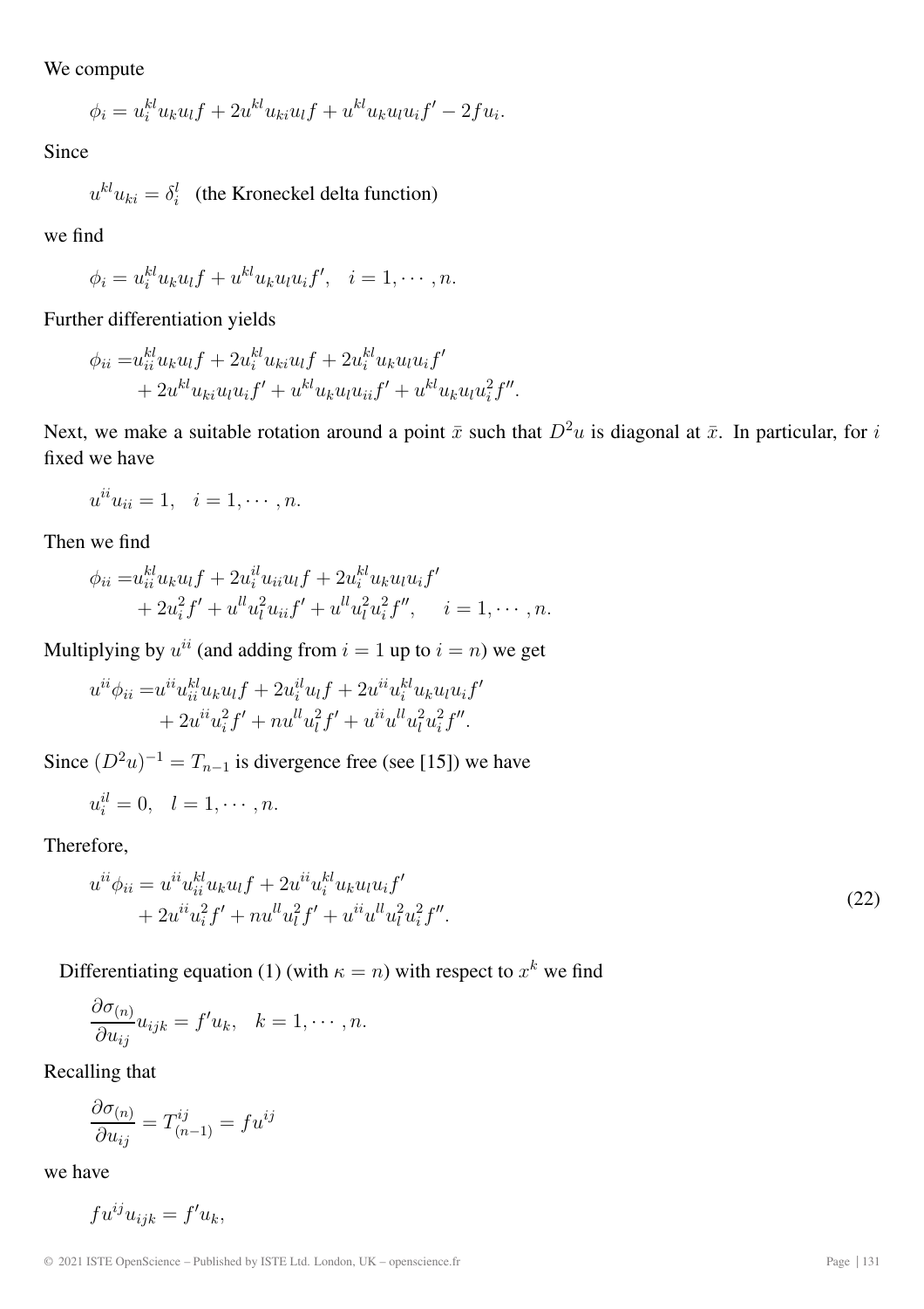We compute

$$\phi_i = u_i^{kl} u_k u_l f + 2u^{kl} u_{ki} u_l f + u^{kl} u_k u_l u_i f' - 2f u_i.$$

Since

$$u^{kl} u_{ki} = \delta_i^l \quad \text{(the Kroneckel delta function)}$$

we find

$$\phi_i = u_i^{kl} u_k u_l f + u^{kl} u_k u_l u_i f', \quad i = 1, \cdots, n.$$

Further differentiation yields

$$\begin{aligned}\phi_{ii} =& u_{ii}^{kl} u_k u_l f + 2u_i^{kl} u_{ki} u_l f + 2u_i^{kl} u_k u_l u_i f' \\ &+ 2u^{kl} u_{ki} u_l u_i f' + u^{kl} u_k u_l u_{ii} f' + u^{kl} u_k u_l u_i^2 f''.\end{aligned}$$

Next, we make a suitable rotation around a point $\bar{x}$ such that $D^2 u$ is diagonal at $\bar{x}$. In particular, for $i$ fixed we have

$$u^{ii} u_{ii} = 1, \quad i = 1, \cdots, n.$$

Then we find

$$\begin{aligned}\phi_{ii} =& u_{ii}^{kl} u_k u_l f + 2u_i^{il} u_{ii} u_l f + 2u_i^{kl} u_k u_l u_i f' \\ &+ 2u_i^2 f' + u^{ll} u_l^2 u_{ii} f' + u^{ll} u_l^2 u_i^2 f'', \quad i = 1, \cdots, n.\end{aligned}$$

Multiplying by $u^{ii}$ (and adding from $i = 1$ up to $i = n$) we get

$$\begin{aligned}u^{ii}\phi_{ii} =& u^{ii} u_{ii}^{kl} u_k u_l f + 2u_i^{il} u_l f + 2u^{ii} u_i^{kl} u_k u_l u_i f' \\ &+ 2u^{ii} u_i^2 f' + n u^{ll} u_l^2 f' + u^{ii} u^{ll} u_l^2 u_i^2 f''.\end{aligned}$$

Since $(D^2 u)^{-1} = T_{n-1}$ is divergence free (see [15]) we have

$$u_i^{il} = 0, \quad l = 1, \cdots, n.$$

Therefore,

$$\begin{aligned}u^{ii}\phi_{ii} =& u^{ii} u_{ii}^{kl} u_k u_l f + 2u^{ii} u_i^{kl} u_k u_l u_i f' \\ &+ 2u^{ii} u_i^2 f' + n u^{ll} u_l^2 f' + u^{ii} u^{ll} u_l^2 u_i^2 f''.\end{aligned} \tag{22}$$

Differentiating equation (1) (with $\kappa = n$) with respect to $x^k$ we find

$$\frac{\partial \sigma_{(n)}}{\partial u_{ij}} u_{ijk} = f' u_k, \quad k = 1, \cdots, n.$$

Recalling that

$$\frac{\partial \sigma_{(n)}}{\partial u_{ij}} = T_{(n-1)}^{ij} = f u^{ij}$$

we have

$$f u^{ij} u_{ijk} = f' u_k,$$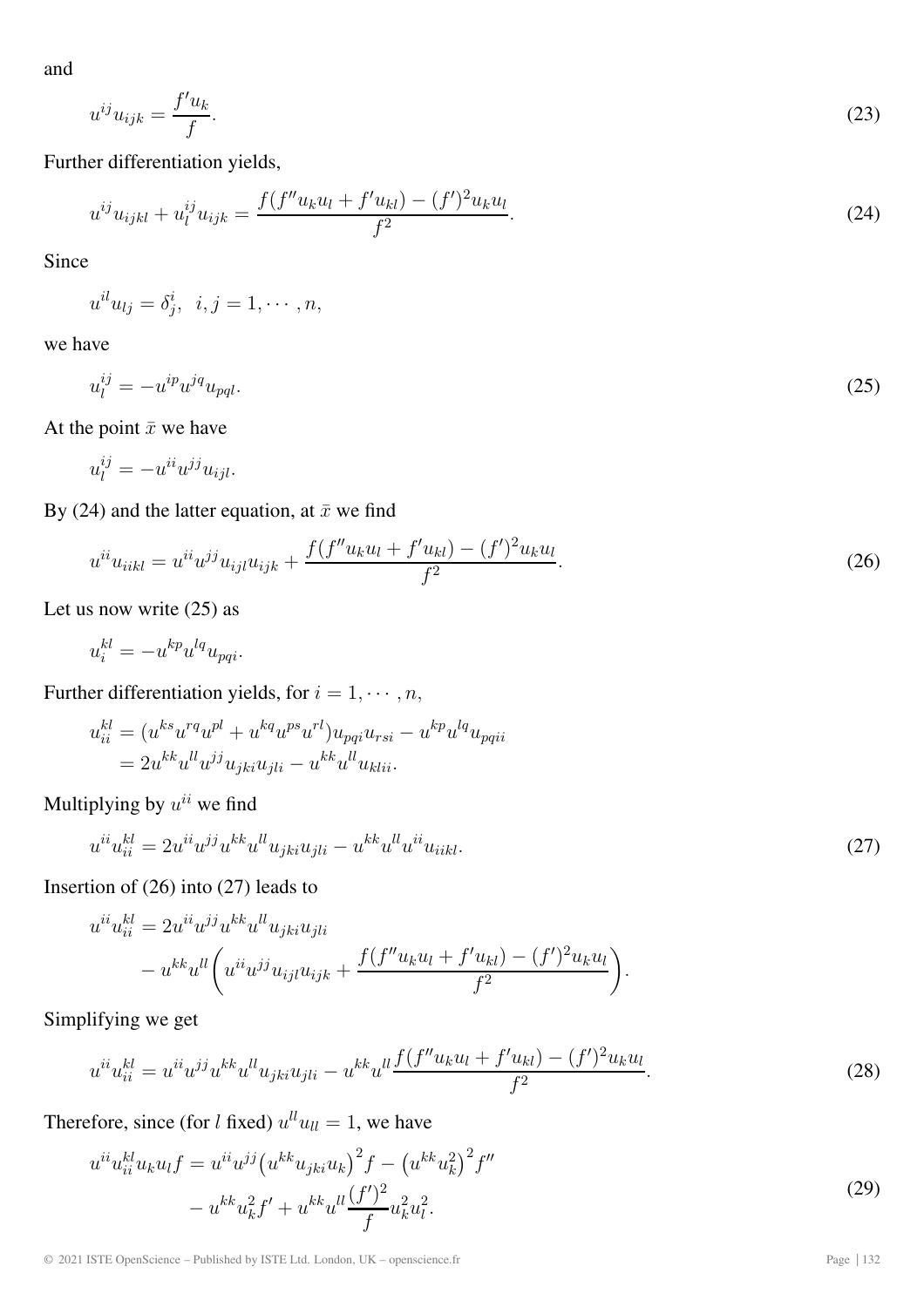and

$$u^{ij}u_{ijk} = \frac{f'u_k}{f}. \tag{23}$$

Further differentiation yields,

$$u^{ij}u_{ijkl} + u_l^{ij}u_{ijk} = \frac{f(f''u_k u_l + f'u_{kl}) - (f')^2 u_k u_l}{f^2}. \tag{24}$$

Since

$$u^{il}u_{lj} = \delta^i_j, \;\; i,j = 1,\cdots,n,$$

we have

$$u_l^{ij} = -u^{ip}u^{jq}u_{pql}. \tag{25}$$

At the point $\bar{x}$ we have

$$u_l^{ij} = -u^{ii}u^{jj}u_{ijl}.$$

By (24) and the latter equation, at $\bar{x}$ we find

$$u^{ii}u_{iikl} = u^{ii}u^{jj}u_{ijl}u_{ijk} + \frac{f(f''u_k u_l + f'u_{kl}) - (f')^2 u_k u_l}{f^2}. \tag{26}$$

Let us now write (25) as

$$u_i^{kl} = -u^{kp}u^{lq}u_{pqi}.$$

Further differentiation yields, for $i = 1,\cdots,n$,

$$\begin{aligned}
u_{ii}^{kl} &= (u^{ks}u^{rq}u^{pl} + u^{kq}u^{ps}u^{rl})u_{pqi}u_{rsi} - u^{kp}u^{lq}u_{pqii} \\
&= 2u^{kk}u^{ll}u^{jj}u_{jki}u_{jli} - u^{kk}u^{ll}u_{klii}.
\end{aligned}$$

Multiplying by $u^{ii}$ we find

$$u^{ii}u_{ii}^{kl} = 2u^{ii}u^{jj}u^{kk}u^{ll}u_{jki}u_{jli} - u^{kk}u^{ll}u^{ii}u_{iikl}. \tag{27}$$

Insertion of (26) into (27) leads to

$$\begin{aligned}
u^{ii}u_{ii}^{kl} &= 2u^{ii}u^{jj}u^{kk}u^{ll}u_{jki}u_{jli} \\
&\quad - u^{kk}u^{ll}\bigg(u^{ii}u^{jj}u_{ijl}u_{ijk} + \frac{f(f''u_k u_l + f'u_{kl}) - (f')^2 u_k u_l}{f^2}\bigg).
\end{aligned}$$

Simplifying we get

$$u^{ii}u_{ii}^{kl} = u^{ii}u^{jj}u^{kk}u^{ll}u_{jki}u_{jli} - u^{kk}u^{ll}\frac{f(f''u_k u_l + f'u_{kl}) - (f')^2 u_k u_l}{f^2}. \tag{28}$$

Therefore, since (for $l$ fixed) $u^{ll}u_{ll} = 1$, we have

$$\begin{aligned}
u^{ii}u_{ii}^{kl}u_k u_l f &= u^{ii}u^{jj}\big(u^{kk}u_{jki}u_k\big)^2 f - \big(u^{kk}u_k^2\big)^2 f'' \\
&\quad - u^{kk}u_k^2 f' + u^{kk}u^{ll}\frac{(f')^2}{f}u_k^2 u_l^2.
\end{aligned} \tag{29}$$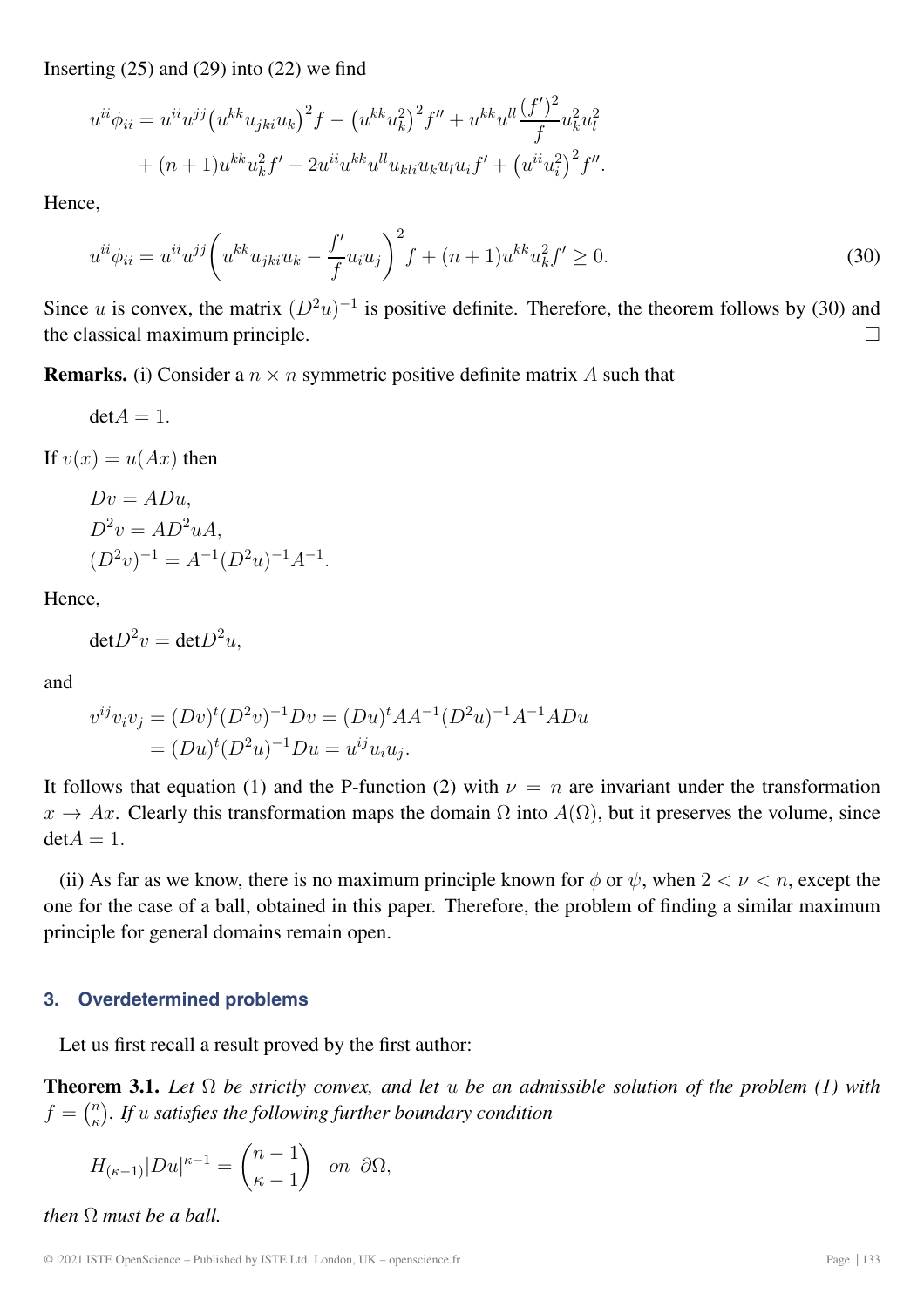Inserting (25) and (29) into (22) we find

$$
\begin{aligned}
u^{ii}\phi_{ii} &= u^{ii}u^{jj}\big(u^{kk}u_{jki}u_k\big)^2 f - \big(u^{kk}u_k^2\big)^2 f'' + u^{kk}u^{ll}\frac{(f')^2}{f}u_k^2 u_l^2 \\
&\quad + (n+1)u^{kk}u_k^2 f' - 2u^{ii}u^{kk}u^{ll}u_{kli}u_k u_l u_i f' + \big(u^{ii}u_i^2\big)^2 f''.
\end{aligned}
$$

Hence,

$$
u^{ii}\phi_{ii} = u^{ii}u^{jj}\bigg(u^{kk}u_{jki}u_k - \frac{f'}{f}u_i u_j\bigg)^2 f + (n+1)u^{kk}u_k^2 f' \geq 0. \tag{30}
$$

Since $u$ is convex, the matrix $(D^2u)^{-1}$ is positive definite. Therefore, the theorem follows by (30) and the classical maximum principle. $\square$

**Remarks.** (i) Consider a $n \times n$ symmetric positive definite matrix $A$ such that

$$
\det A = 1.
$$

If $v(x) = u(Ax)$ then

$$
\begin{aligned}
&Dv = ADu, \\
&D^2 v = AD^2uA, \\
&(D^2v)^{-1} = A^{-1}(D^2u)^{-1}A^{-1}.
\end{aligned}
$$

Hence,

$$
\det D^2 v = \det D^2 u,
$$

and

$$
\begin{aligned}
v^{ij}v_i v_j &= (Dv)^t (D^2v)^{-1} Dv = (Du)^t AA^{-1}(D^2u)^{-1}A^{-1}ADu \\
&= (Du)^t (D^2u)^{-1} Du = u^{ij}u_i u_j.
\end{aligned}
$$

It follows that equation (1) and the P-function (2) with $\nu = n$ are invariant under the transformation $x \to Ax$. Clearly this transformation maps the domain $\Omega$ into $A(\Omega)$, but it preserves the volume, since $\det A = 1$.

(ii) As far as we know, there is no maximum principle known for $\phi$ or $\psi$, when $2 < \nu < n$, except the one for the case of a ball, obtained in this paper. Therefore, the problem of finding a similar maximum principle for general domains remain open.

## 3. Overdetermined problems

Let us first recall a result proved by the first author:

**Theorem 3.1.** *Let $\Omega$ be strictly convex, and let $u$ be an admissible solution of the problem (1) with $f = \binom{n}{\kappa}$. If $u$ satisfies the following further boundary condition*

$$
H_{(\kappa-1)}|Du|^{\kappa-1} = \binom{n-1}{\kappa-1} \quad on \ \partial\Omega,
$$

*then $\Omega$ must be a ball.*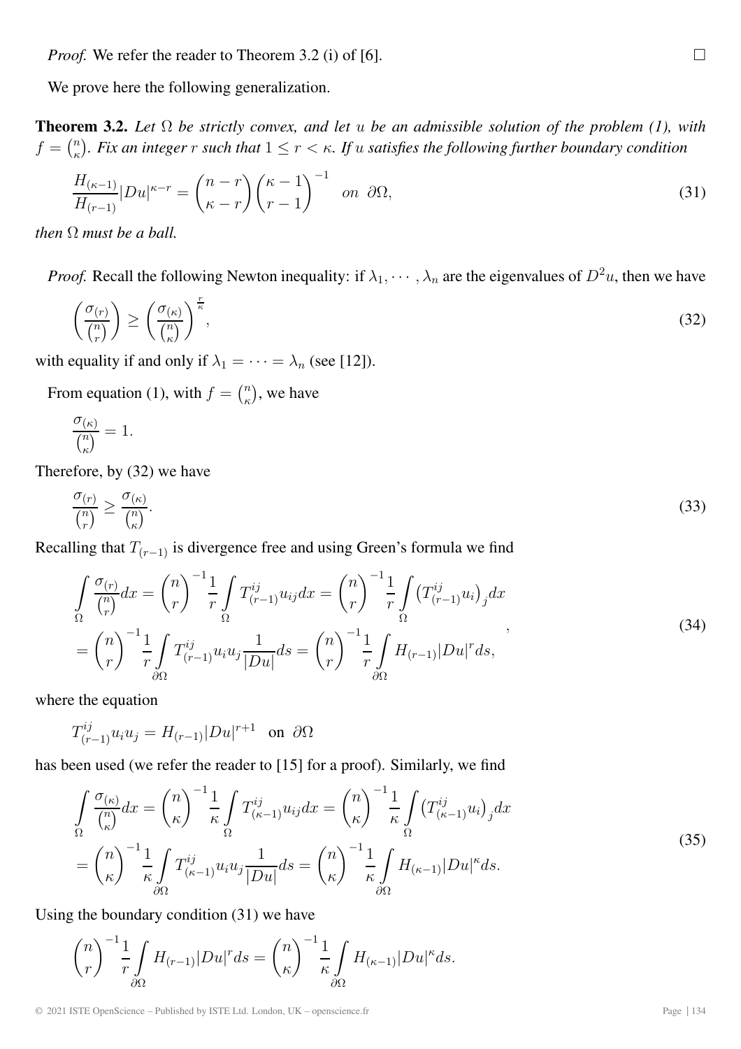*Proof.* We refer the reader to Theorem 3.2 (i) of [6]. ☐

We prove here the following generalization.

**Theorem 3.2.** *Let $\Omega$ be strictly convex, and let $u$ be an admissible solution of the problem (1), with $f = \binom{n}{\kappa}$. Fix an integer $r$ such that $1 \leq r < \kappa$. If $u$ satisfies the following further boundary condition*

$$\frac{H_{(\kappa-1)}}{H_{(r-1)}}|Du|^{\kappa-r} = \binom{n-r}{\kappa-r}\binom{\kappa-1}{r-1}^{-1} \quad on \ \partial\Omega, \tag{31}$$

*then $\Omega$ must be a ball.*

*Proof.* Recall the following Newton inequality: if $\lambda_1, \cdots, \lambda_n$ are the eigenvalues of $D^2 u$, then we have

$$\left(\frac{\sigma_{(r)}}{\binom{n}{r}}\right) \geq \left(\frac{\sigma_{(\kappa)}}{\binom{n}{\kappa}}\right)^{\frac{r}{\kappa}}, \tag{32}$$

with equality if and only if $\lambda_1 = \cdots = \lambda_n$ (see [12]).

From equation (1), with $f = \binom{n}{\kappa}$, we have

$$\frac{\sigma_{(\kappa)}}{\binom{n}{\kappa}} = 1.$$

Therefore, by (32) we have

$$\frac{\sigma_{(r)}}{\binom{n}{r}} \geq \frac{\sigma_{(\kappa)}}{\binom{n}{\kappa}}. \tag{33}$$

Recalling that $T_{(r-1)}$ is divergence free and using Green's formula we find

$$\begin{aligned}
\int_\Omega \frac{\sigma_{(r)}}{\binom{n}{r}} dx &= \binom{n}{r}^{-1} \frac{1}{r} \int_\Omega T^{ij}_{(r-1)} u_{ij} dx = \binom{n}{r}^{-1} \frac{1}{r} \int_\Omega \left(T^{ij}_{(r-1)} u_i\right)_j dx \\
&= \binom{n}{r}^{-1} \frac{1}{r} \int_{\partial\Omega} T^{ij}_{(r-1)} u_i u_j \frac{1}{|Du|} ds = \binom{n}{r}^{-1} \frac{1}{r} \int_{\partial\Omega} H_{(r-1)} |Du|^r ds,
\end{aligned} \tag{34}$$

where the equation

$$T^{ij}_{(r-1)} u_i u_j = H_{(r-1)} |Du|^{r+1} \quad \text{on } \partial\Omega$$

has been used (we refer the reader to [15] for a proof). Similarly, we find

$$\begin{aligned}
\int_\Omega \frac{\sigma_{(\kappa)}}{\binom{n}{\kappa}} dx &= \binom{n}{\kappa}^{-1} \frac{1}{\kappa} \int_\Omega T^{ij}_{(\kappa-1)} u_{ij} dx = \binom{n}{\kappa}^{-1} \frac{1}{\kappa} \int_\Omega \left(T^{ij}_{(\kappa-1)} u_i\right)_j dx \\
&= \binom{n}{\kappa}^{-1} \frac{1}{\kappa} \int_{\partial\Omega} T^{ij}_{(\kappa-1)} u_i u_j \frac{1}{|Du|} ds = \binom{n}{\kappa}^{-1} \frac{1}{\kappa} \int_{\partial\Omega} H_{(\kappa-1)} |Du|^\kappa ds.
\end{aligned} \tag{35}$$

Using the boundary condition (31) we have

$$\binom{n}{r}^{-1} \frac{1}{r} \int_{\partial\Omega} H_{(r-1)} |Du|^r ds = \binom{n}{\kappa}^{-1} \frac{1}{\kappa} \int_{\partial\Omega} H_{(\kappa-1)} |Du|^\kappa ds.$$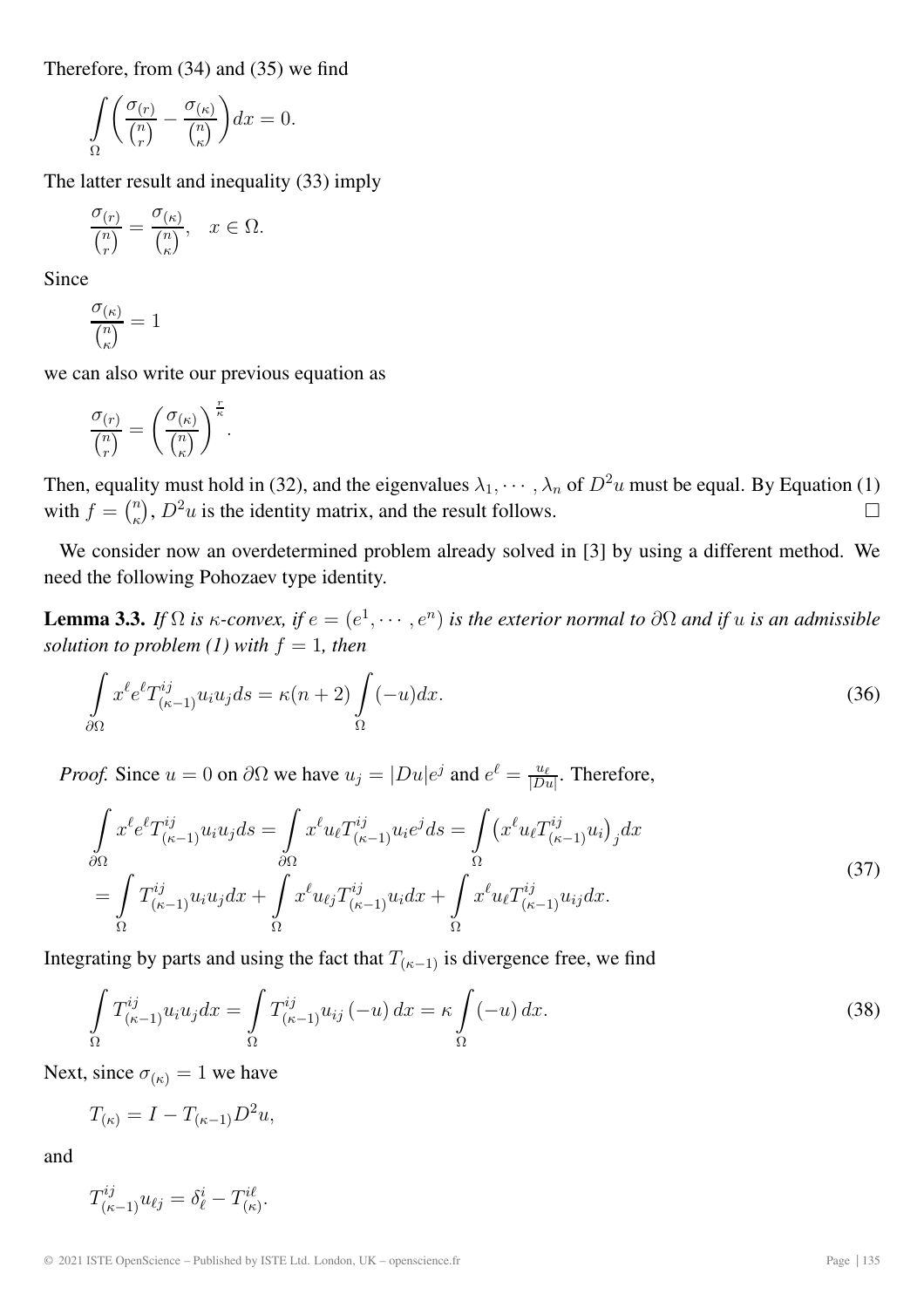Therefore, from (34) and (35) we find

$$\int_{\Omega} \left( \frac{\sigma_{(r)}}{\binom{n}{r}} - \frac{\sigma_{(\kappa)}}{\binom{n}{\kappa}} \right) dx = 0.$$

The latter result and inequality (33) imply

$$\frac{\sigma_{(r)}}{\binom{n}{r}} = \frac{\sigma_{(\kappa)}}{\binom{n}{\kappa}}, \quad x \in \Omega.$$

Since

$$\frac{\sigma_{(\kappa)}}{\binom{n}{\kappa}} = 1$$

we can also write our previous equation as

$$\frac{\sigma_{(r)}}{\binom{n}{r}} = \left( \frac{\sigma_{(\kappa)}}{\binom{n}{\kappa}} \right)^{\frac{r}{\kappa}}.$$

Then, equality must hold in (32), and the eigenvalues $\lambda_1, \cdots, \lambda_n$ of $D^2u$ must be equal. By Equation (1) with $f = \binom{n}{\kappa}$, $D^2u$ is the identity matrix, and the result follows. □

We consider now an overdetermined problem already solved in [3] by using a different method. We need the following Pohozaev type identity.

**Lemma 3.3.** *If $\Omega$ is $\kappa$-convex, if $e = (e^1, \cdots, e^n)$ is the exterior normal to $\partial\Omega$ and if $u$ is an admissible solution to problem (1) with $f = 1$, then*

$$\int_{\partial\Omega} x^\ell e^\ell T^{ij}_{(\kappa-1)} u_i u_j ds = \kappa(n+2) \int_{\Omega} (-u) dx. \tag{36}$$

*Proof.* Since $u = 0$ on $\partial\Omega$ we have $u_j = |Du| e^j$ and $e^\ell = \frac{u_\ell}{|Du|}$. Therefore,

$$\begin{aligned}\int_{\partial\Omega} x^\ell e^\ell T^{ij}_{(\kappa-1)} u_i u_j ds &= \int_{\partial\Omega} x^\ell u_\ell T^{ij}_{(\kappa-1)} u_i e^j ds = \int_{\Omega} \left( x^\ell u_\ell T^{ij}_{(\kappa-1)} u_i \right)_j dx \\ &= \int_{\Omega} T^{ij}_{(\kappa-1)} u_i u_j dx + \int_{\Omega} x^\ell u_{\ell j} T^{ij}_{(\kappa-1)} u_i dx + \int_{\Omega} x^\ell u_\ell T^{ij}_{(\kappa-1)} u_{ij} dx.\end{aligned} \tag{37}$$

Integrating by parts and using the fact that $T_{(\kappa-1)}$ is divergence free, we find

$$\int_{\Omega} T^{ij}_{(\kappa-1)} u_i u_j dx = \int_{\Omega} T^{ij}_{(\kappa-1)} u_{ij} (-u) \, dx = \kappa \int_{\Omega} (-u) \, dx. \tag{38}$$

Next, since $\sigma_{(\kappa)} = 1$ we have

$$T_{(\kappa)} = I - T_{(\kappa-1)} D^2 u,$$

and

$$T^{ij}_{(\kappa-1)} u_{\ell j} = \delta^i_\ell - T^{i\ell}_{(\kappa)}.$$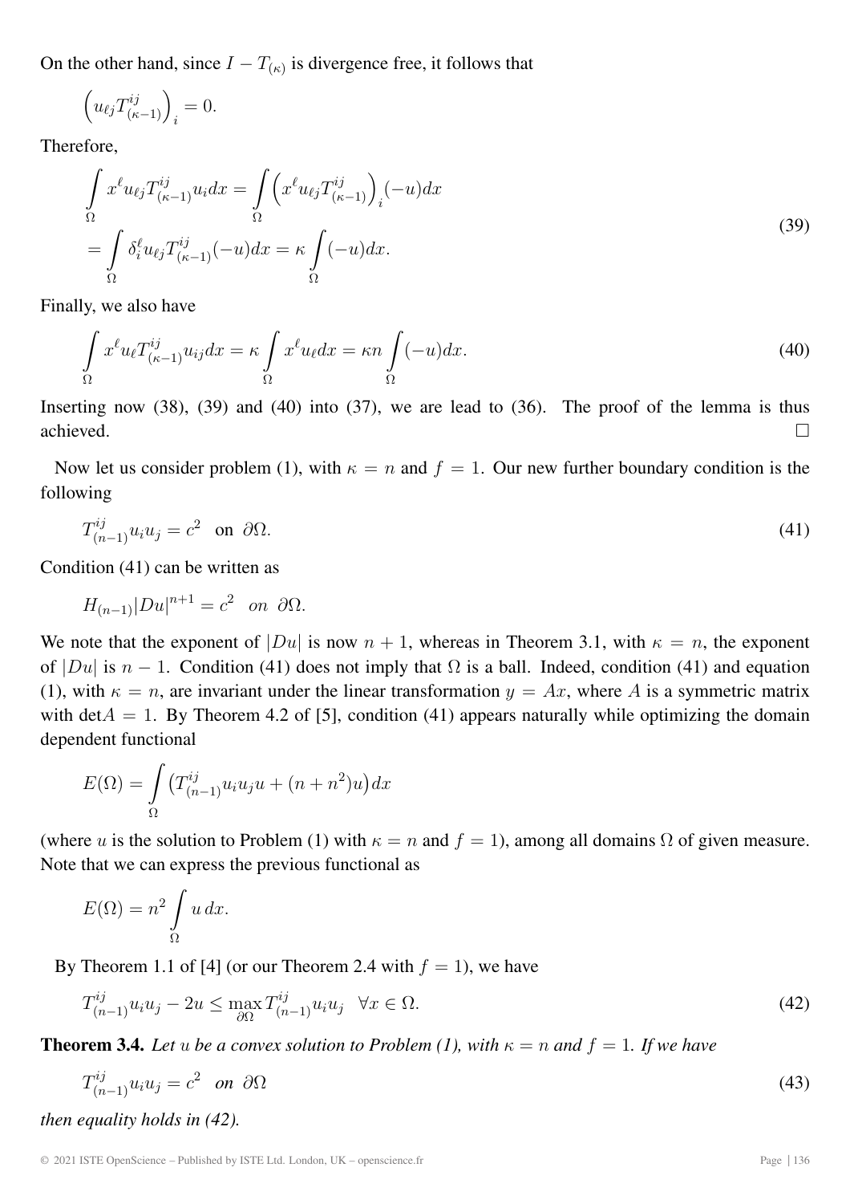On the other hand, since $I - T_{(\kappa)}$ is divergence free, it follows that

$$\left(u_{\ell j} T^{ij}_{(\kappa-1)}\right)_i = 0.$$

Therefore,

$$\begin{aligned}
\int_\Omega x^\ell u_{\ell j} T^{ij}_{(\kappa-1)} u_i dx &= \int_\Omega \left(x^\ell u_{\ell j} T^{ij}_{(\kappa-1)}\right)_i (-u) dx \\
&= \int_\Omega \delta^\ell_i u_{\ell j} T^{ij}_{(\kappa-1)} (-u) dx = \kappa \int_\Omega (-u) dx.
\end{aligned} \tag{39}$$

Finally, we also have

$$\int_\Omega x^\ell u_\ell T^{ij}_{(\kappa-1)} u_{ij} dx = \kappa \int_\Omega x^\ell u_\ell dx = \kappa n \int_\Omega (-u) dx. \tag{40}$$

Inserting now (38), (39) and (40) into (37), we are lead to (36). The proof of the lemma is thus achieved. $\square$

Now let us consider problem (1), with $\kappa = n$ and $f = 1$. Our new further boundary condition is the following

$$T^{ij}_{(n-1)} u_i u_j = c^2 \quad \text{on } \partial\Omega. \tag{41}$$

Condition (41) can be written as

$$H_{(n-1)} |Du|^{n+1} = c^2 \quad on \ \partial\Omega.$$

We note that the exponent of $|Du|$ is now $n + 1$, whereas in Theorem 3.1, with $\kappa = n$, the exponent of $|Du|$ is $n - 1$. Condition (41) does not imply that $\Omega$ is a ball. Indeed, condition (41) and equation (1), with $\kappa = n$, are invariant under the linear transformation $y = Ax$, where $A$ is a symmetric matrix with $\det A = 1$. By Theorem 4.2 of [5], condition (41) appears naturally while optimizing the domain dependent functional

$$E(\Omega) = \int_\Omega \left(T^{ij}_{(n-1)} u_i u_j u + (n + n^2) u\right) dx$$

(where $u$ is the solution to Problem (1) with $\kappa = n$ and $f = 1$), among all domains $\Omega$ of given measure. Note that we can express the previous functional as

$$E(\Omega) = n^2 \int_\Omega u \, dx.$$

By Theorem 1.1 of [4] (or our Theorem 2.4 with $f = 1$), we have

$$T^{ij}_{(n-1)} u_i u_j - 2u \leq \max_{\partial\Omega} T^{ij}_{(n-1)} u_i u_j \quad \forall x \in \Omega. \tag{42}$$

**Theorem 3.4.** *Let $u$ be a convex solution to Problem (1), with $\kappa = n$ and $f = 1$. If we have*

$$T^{ij}_{(n-1)} u_i u_j = c^2 \quad on \ \partial\Omega \tag{43}$$

*then equality holds in (42).*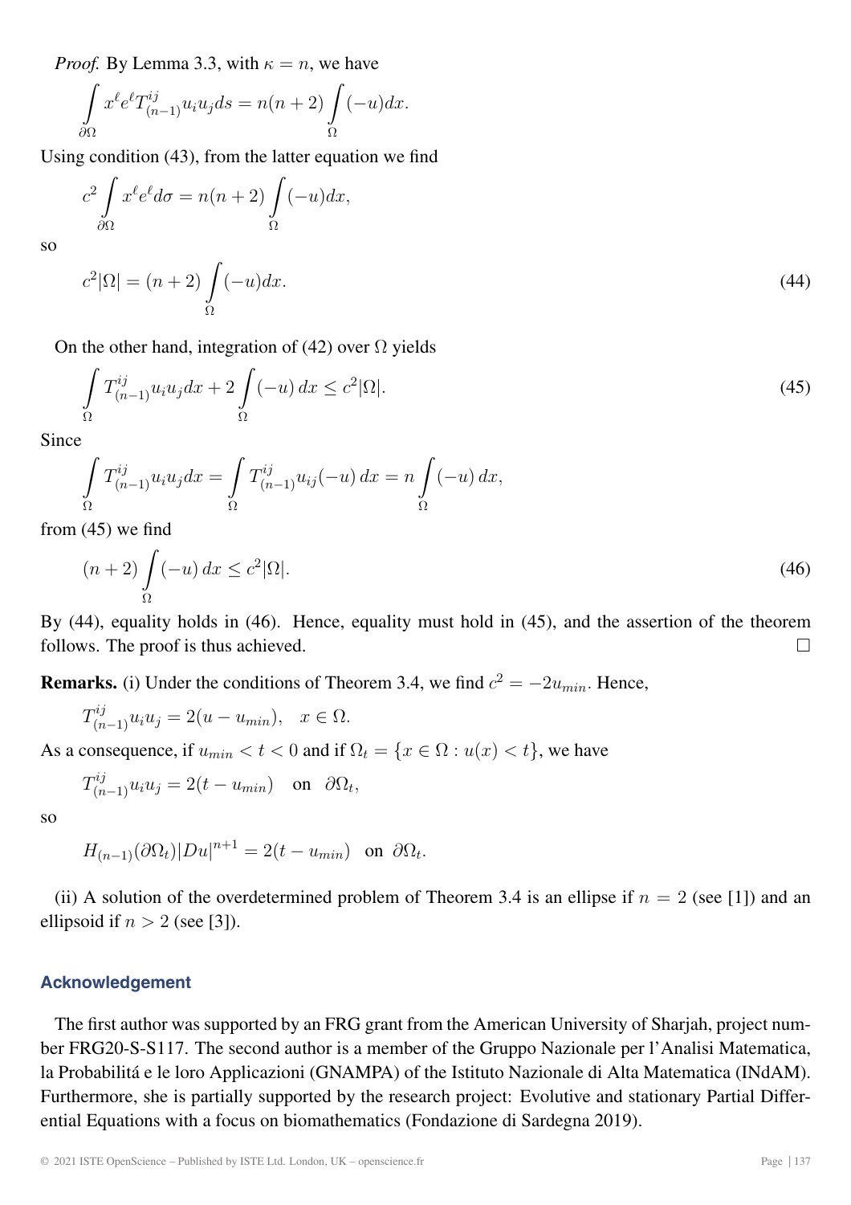*Proof.* By Lemma 3.3, with $\kappa = n$, we have

$$\int_{\partial\Omega} x^\ell e^\ell T^{ij}_{(n-1)} u_i u_j ds = n(n+2) \int_\Omega (-u) dx.$$

Using condition (43), from the latter equation we find

$$c^2 \int_{\partial\Omega} x^\ell e^\ell d\sigma = n(n+2) \int_\Omega (-u) dx,$$

so

$$c^2 |\Omega| = (n+2) \int_\Omega (-u) dx. \tag{44}$$

On the other hand, integration of (42) over $\Omega$ yields

$$\int_\Omega T^{ij}_{(n-1)} u_i u_j dx + 2 \int_\Omega (-u)\, dx \leq c^2 |\Omega|. \tag{45}$$

Since

$$\int_\Omega T^{ij}_{(n-1)} u_i u_j dx = \int_\Omega T^{ij}_{(n-1)} u_{ij} (-u)\, dx = n \int_\Omega (-u)\, dx,$$

from (45) we find

$$(n+2) \int_\Omega (-u)\, dx \leq c^2 |\Omega|. \tag{46}$$

By (44), equality holds in (46). Hence, equality must hold in (45), and the assertion of the theorem follows. The proof is thus achieved. □

**Remarks.** (i) Under the conditions of Theorem 3.4, we find $c^2 = -2u_{min}$. Hence,

$$T^{ij}_{(n-1)} u_i u_j = 2(u - u_{min}), \quad x \in \Omega.$$

As a consequence, if $u_{min} < t < 0$ and if $\Omega_t = \{x \in \Omega : u(x) < t\}$, we have

$$T^{ij}_{(n-1)} u_i u_j = 2(t - u_{min}) \quad \text{on} \quad \partial\Omega_t,$$

so

$$H_{(n-1)}(\partial\Omega_t) |Du|^{n+1} = 2(t - u_{min}) \quad \text{on} \;\; \partial\Omega_t.$$

(ii) A solution of the overdetermined problem of Theorem 3.4 is an ellipse if $n = 2$ (see [1]) and an ellipsoid if $n > 2$ (see [3]).

## Acknowledgement

The first author was supported by an FRG grant from the American University of Sharjah, project number FRG20-S-S117. The second author is a member of the Gruppo Nazionale per l'Analisi Matematica, la Probabilitá e le loro Applicazioni (GNAMPA) of the Istituto Nazionale di Alta Matematica (INdAM). Furthermore, she is partially supported by the research project: Evolutive and stationary Partial Differential Equations with a focus on biomathematics (Fondazione di Sardegna 2019).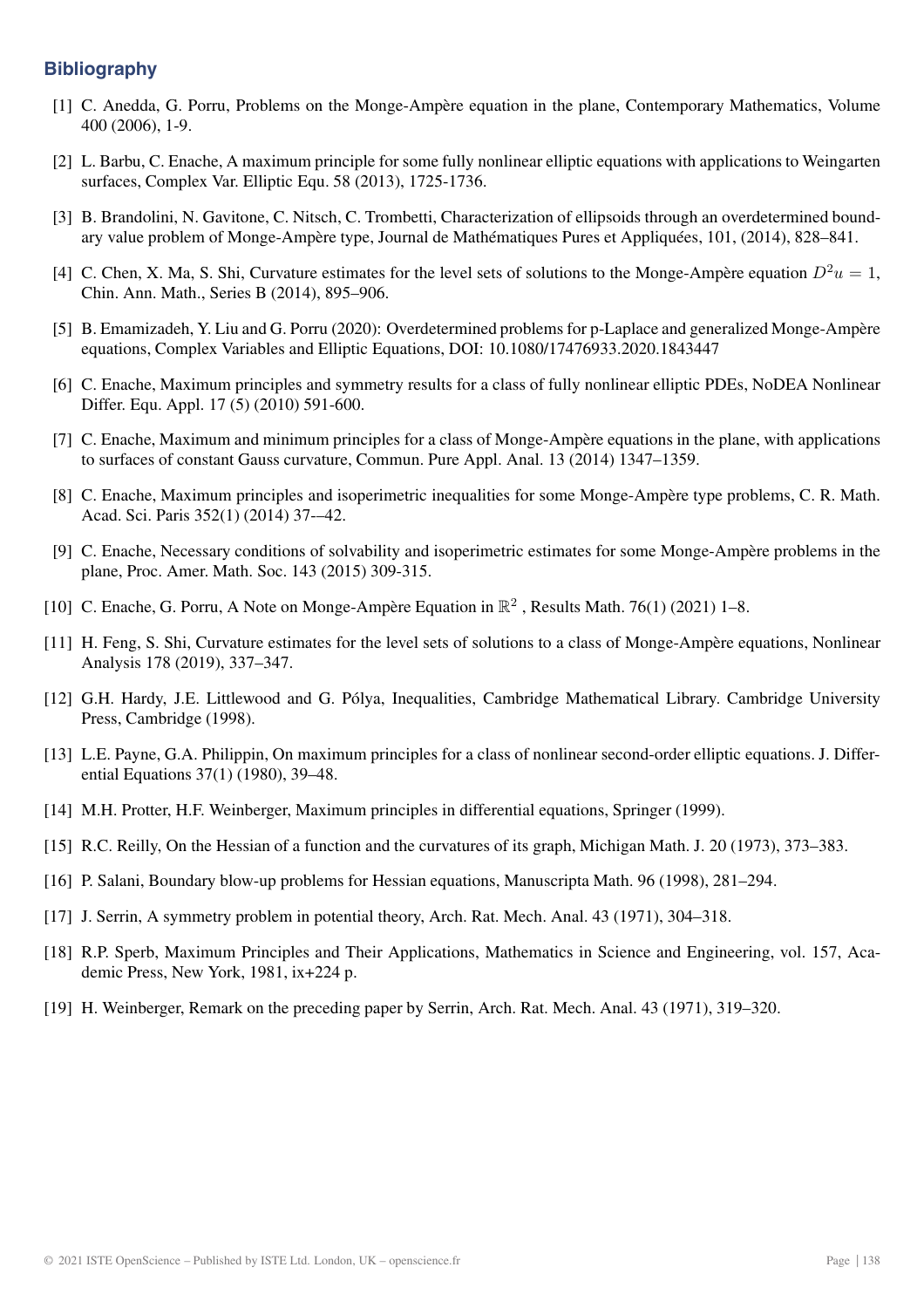## Bibliography

[1] C. Anedda, G. Porru, Problems on the Monge-Ampère equation in the plane, Contemporary Mathematics, Volume 400 (2006), 1-9.

[2] L. Barbu, C. Enache, A maximum principle for some fully nonlinear elliptic equations with applications to Weingarten surfaces, Complex Var. Elliptic Equ. 58 (2013), 1725-1736.

[3] B. Brandolini, N. Gavitone, C. Nitsch, C. Trombetti, Characterization of ellipsoids through an overdetermined boundary value problem of Monge-Ampère type, Journal de Mathématiques Pures et Appliquées, 101, (2014), 828–841.

[4] C. Chen, X. Ma, S. Shi, Curvature estimates for the level sets of solutions to the Monge-Ampère equation $D^2u = 1$, Chin. Ann. Math., Series B (2014), 895–906.

[5] B. Emamizadeh, Y. Liu and G. Porru (2020): Overdetermined problems for p-Laplace and generalized Monge-Ampère equations, Complex Variables and Elliptic Equations, DOI: 10.1080/17476933.2020.1843447

[6] C. Enache, Maximum principles and symmetry results for a class of fully nonlinear elliptic PDEs, NoDEA Nonlinear Differ. Equ. Appl. 17 (5) (2010) 591-600.

[7] C. Enache, Maximum and minimum principles for a class of Monge-Ampère equations in the plane, with applications to surfaces of constant Gauss curvature, Commun. Pure Appl. Anal. 13 (2014) 1347–1359.

[8] C. Enache, Maximum principles and isoperimetric inequalities for some Monge-Ampère type problems, C. R. Math. Acad. Sci. Paris 352(1) (2014) 37-–42.

[9] C. Enache, Necessary conditions of solvability and isoperimetric estimates for some Monge-Ampère problems in the plane, Proc. Amer. Math. Soc. 143 (2015) 309-315.

[10] C. Enache, G. Porru, A Note on Monge-Ampère Equation in $\mathbb{R}^2$ , Results Math. 76(1) (2021) 1–8.

[11] H. Feng, S. Shi, Curvature estimates for the level sets of solutions to a class of Monge-Ampère equations, Nonlinear Analysis 178 (2019), 337–347.

[12] G.H. Hardy, J.E. Littlewood and G. Pólya, Inequalities, Cambridge Mathematical Library. Cambridge University Press, Cambridge (1998).

[13] L.E. Payne, G.A. Philippin, On maximum principles for a class of nonlinear second-order elliptic equations. J. Differential Equations 37(1) (1980), 39–48.

[14] M.H. Protter, H.F. Weinberger, Maximum principles in differential equations, Springer (1999).

[15] R.C. Reilly, On the Hessian of a function and the curvatures of its graph, Michigan Math. J. 20 (1973), 373–383.

[16] P. Salani, Boundary blow-up problems for Hessian equations, Manuscripta Math. 96 (1998), 281–294.

[17] J. Serrin, A symmetry problem in potential theory, Arch. Rat. Mech. Anal. 43 (1971), 304–318.

[18] R.P. Sperb, Maximum Principles and Their Applications, Mathematics in Science and Engineering, vol. 157, Academic Press, New York, 1981, ix+224 p.

[19] H. Weinberger, Remark on the preceding paper by Serrin, Arch. Rat. Mech. Anal. 43 (1971), 319–320.